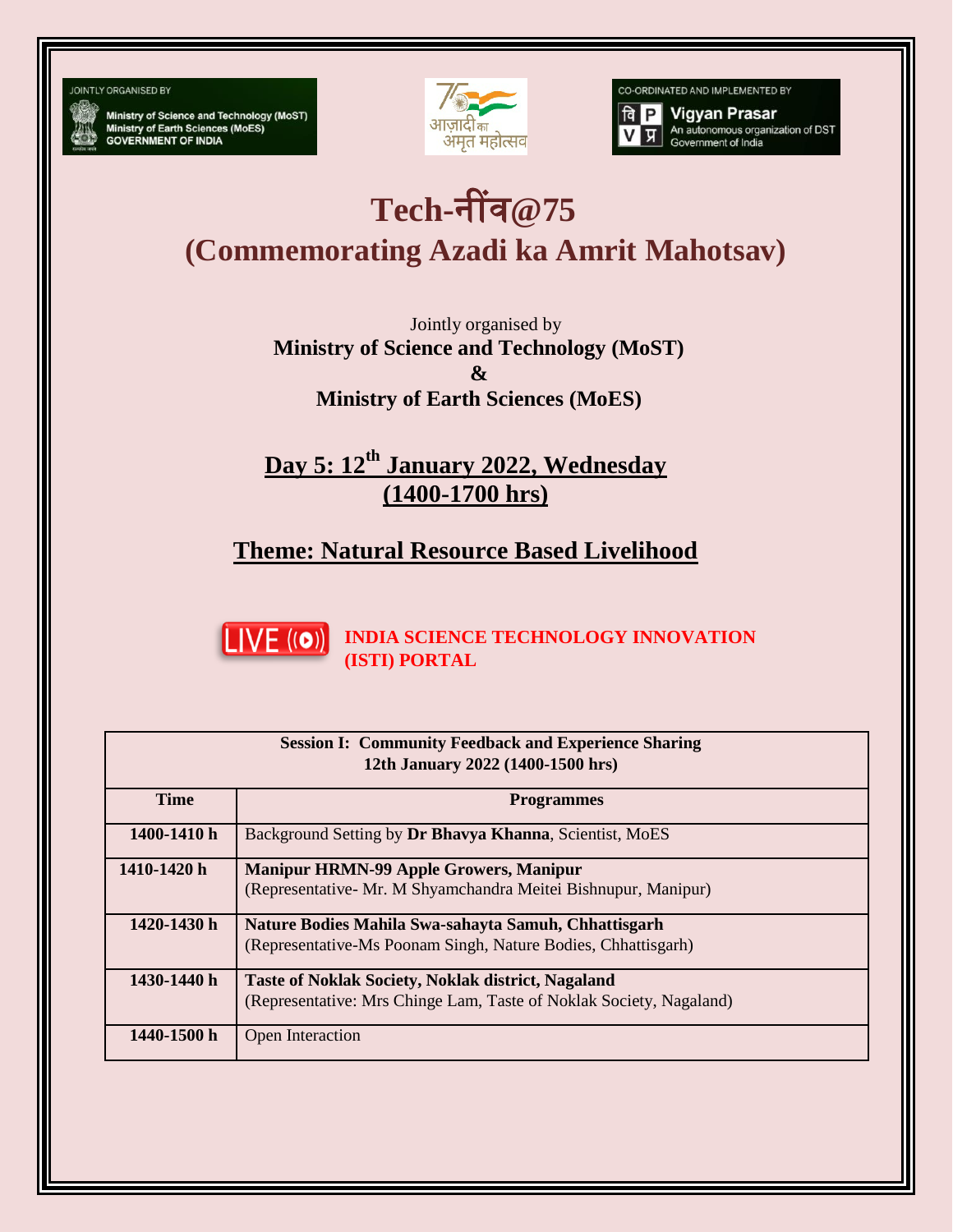JOINTLY ORGANISED BY
Ministry of Science and Technology (MoST)
Ministry of Earth Sciences (MoES)
GOVERNMENT OF INDIA

आज़ादी का अमृत महोत्सव

CO-ORDINATED AND IMPLEMENTED BY
Vigyan Prasar
An autonomous organization of DST
Government of India

# Tech-नींव@75
# (Commemorating Azadi ka Amrit Mahotsav)

Jointly organised by
**Ministry of Science and Technology (MoST)**
**&**
**Ministry of Earth Sciences (MoES)**

## Day 5: 12th January 2022, Wednesday (1400-1700 hrs)

## Theme: Natural Resource Based Livelihood

LIVE **INDIA SCIENCE TECHNOLOGY INNOVATION (ISTI) PORTAL**

**Session I: Community Feedback and Experience Sharing**
**12th January 2022 (1400-1500 hrs)**

| Time | Programmes |
|---|---|
| 1400-1410 h | Background Setting by **Dr Bhavya Khanna**, Scientist, MoES |
| 1410-1420 h | **Manipur HRMN-99 Apple Growers, Manipur**<br>(Representative- Mr. M Shyamchandra Meitei Bishnupur, Manipur) |
| 1420-1430 h | **Nature Bodies Mahila Swa-sahayta Samuh, Chhattisgarh**<br>(Representative-Ms Poonam Singh, Nature Bodies, Chhattisgarh) |
| 1430-1440 h | **Taste of Noklak Society, Noklak district, Nagaland**<br>(Representative: Mrs Chinge Lam, Taste of Noklak Society, Nagaland) |
| 1440-1500 h | Open Interaction |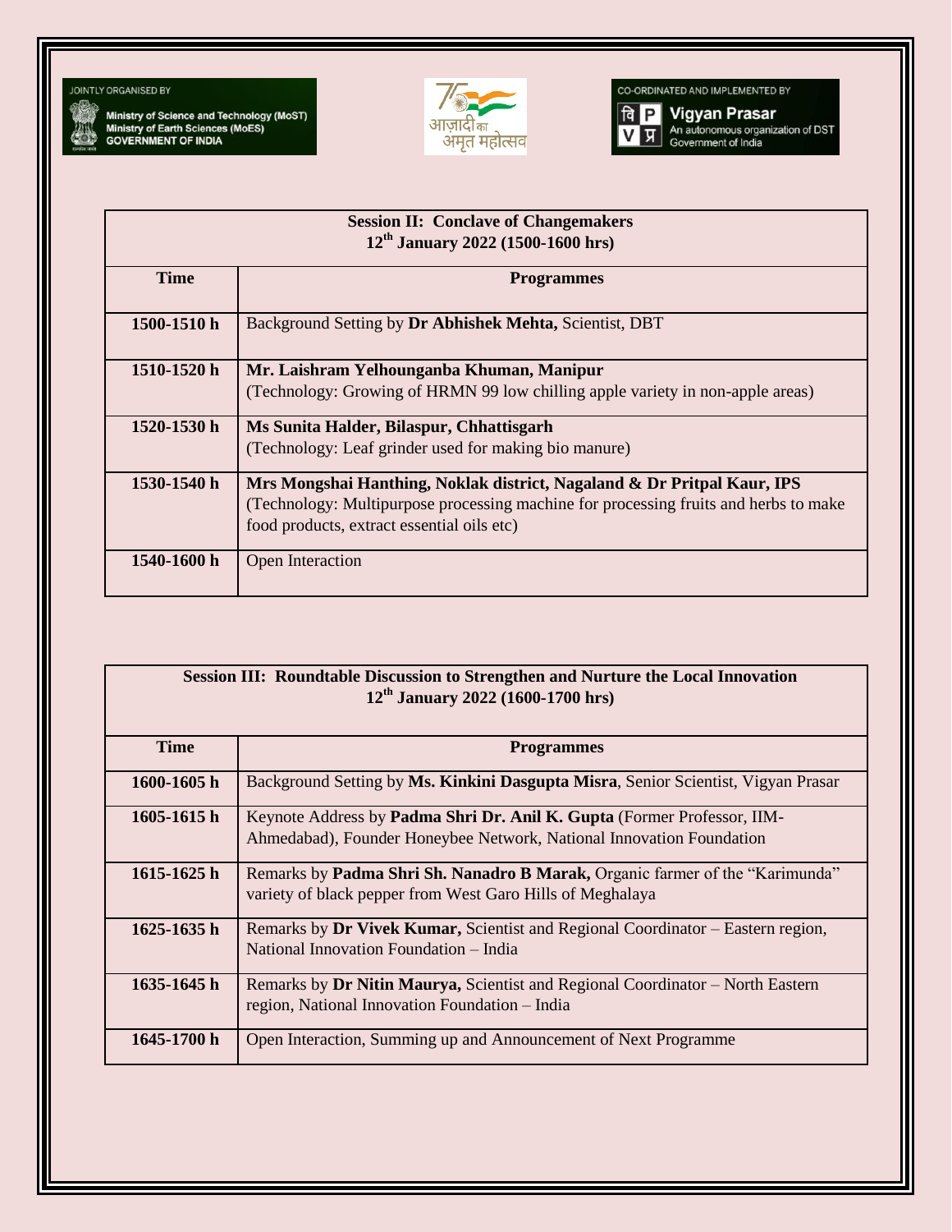JOINTLY ORGANISED BY

Ministry of Science and Technology (MoST)
Ministry of Earth Sciences (MoES)
GOVERNMENT OF INDIA

आज़ादी का अमृत महोत्सव

CO-ORDINATED AND IMPLEMENTED BY

Vigyan Prasar
An autonomous organization of DST
Government of India

| Session II: Conclave of Changemakers 12th January 2022 (1500-1600 hrs) | |
|---|---|
| **Time** | **Programmes** |
| **1500-1510 h** | Background Setting by **Dr Abhishek Mehta,** Scientist, DBT |
| **1510-1520 h** | **Mr. Laishram Yelhounganba Khuman, Manipur**<br>(Technology: Growing of HRMN 99 low chilling apple variety in non-apple areas) |
| **1520-1530 h** | **Ms Sunita Halder, Bilaspur, Chhattisgarh**<br>(Technology: Leaf grinder used for making bio manure) |
| **1530-1540 h** | **Mrs Mongshai Hanthing, Noklak district, Nagaland & Dr Pritpal Kaur, IPS**<br>(Technology: Multipurpose processing machine for processing fruits and herbs to make food products, extract essential oils etc) |
| **1540-1600 h** | Open Interaction |

| Session III: Roundtable Discussion to Strengthen and Nurture the Local Innovation 12th January 2022 (1600-1700 hrs) | |
|---|---|
| **Time** | **Programmes** |
| **1600-1605 h** | Background Setting by **Ms. Kinkini Dasgupta Misra**, Senior Scientist, Vigyan Prasar |
| **1605-1615 h** | Keynote Address by **Padma Shri Dr. Anil K. Gupta** (Former Professor, IIM-Ahmedabad), Founder Honeybee Network, National Innovation Foundation |
| **1615-1625 h** | Remarks by **Padma Shri Sh. Nanadro B Marak,** Organic farmer of the "Karimunda" variety of black pepper from West Garo Hills of Meghalaya |
| **1625-1635 h** | Remarks by **Dr Vivek Kumar,** Scientist and Regional Coordinator – Eastern region, National Innovation Foundation – India |
| **1635-1645 h** | Remarks by **Dr Nitin Maurya,** Scientist and Regional Coordinator – North Eastern region, National Innovation Foundation – India |
| **1645-1700 h** | Open Interaction, Summing up and Announcement of Next Programme |